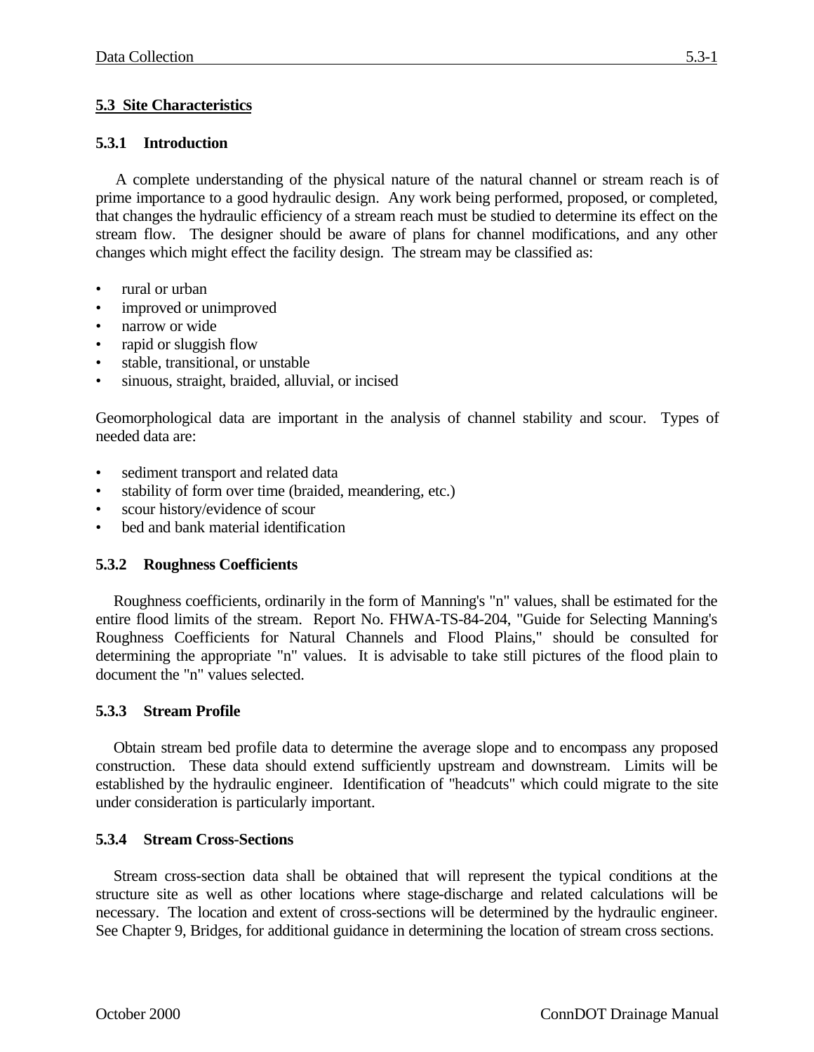## 5.3 Site Characteristics

### 5.3.1 Introduction

A complete understanding of the physical nature of the natural channel or stream reach is of prime importance to a good hydraulic design. Any work being performed, proposed, or completed, that changes the hydraulic efficiency of a stream reach must be studied to determine its effect on the stream flow. The designer should be aware of plans for channel modifications, and any other changes which might effect the facility design. The stream may be classified as:

- rural or urban
- improved or unimproved
- narrow or wide
- rapid or sluggish flow
- stable, transitional, or unstable
- sinuous, straight, braided, alluvial, or incised

Geomorphological data are important in the analysis of channel stability and scour. Types of needed data are:

- sediment transport and related data
- stability of form over time (braided, meandering, etc.)
- scour history/evidence of scour
- bed and bank material identification

### 5.3.2 Roughness Coefficients

Roughness coefficients, ordinarily in the form of Manning's "n" values, shall be estimated for the entire flood limits of the stream. Report No. FHWA-TS-84-204, "Guide for Selecting Manning's Roughness Coefficients for Natural Channels and Flood Plains," should be consulted for determining the appropriate "n" values. It is advisable to take still pictures of the flood plain to document the "n" values selected.

### 5.3.3 Stream Profile

Obtain stream bed profile data to determine the average slope and to encompass any proposed construction. These data should extend sufficiently upstream and downstream. Limits will be established by the hydraulic engineer. Identification of "headcuts" which could migrate to the site under consideration is particularly important.

### 5.3.4 Stream Cross-Sections

Stream cross-section data shall be obtained that will represent the typical conditions at the structure site as well as other locations where stage-discharge and related calculations will be necessary. The location and extent of cross-sections will be determined by the hydraulic engineer. See Chapter 9, Bridges, for additional guidance in determining the location of stream cross sections.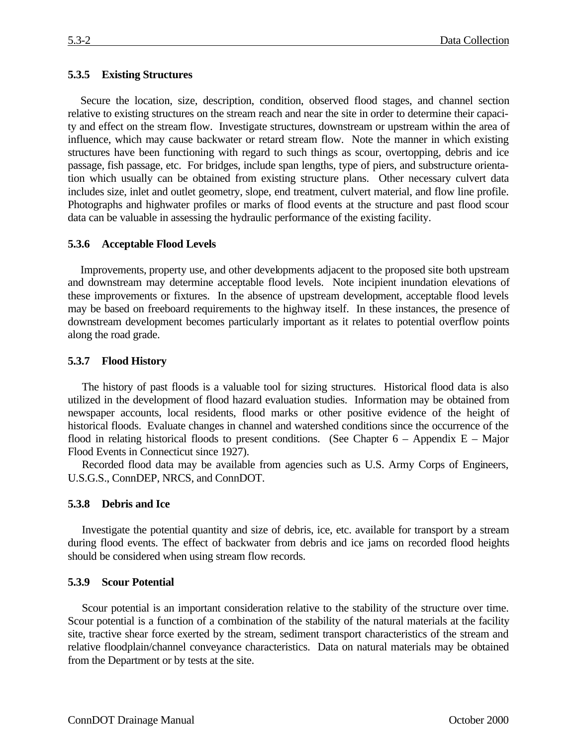### 5.3.5 Existing Structures

Secure the location, size, description, condition, observed flood stages, and channel section relative to existing structures on the stream reach and near the site in order to determine their capacity and effect on the stream flow. Investigate structures, downstream or upstream within the area of influence, which may cause backwater or retard stream flow. Note the manner in which existing structures have been functioning with regard to such things as scour, overtopping, debris and ice passage, fish passage, etc. For bridges, include span lengths, type of piers, and substructure orientation which usually can be obtained from existing structure plans. Other necessary culvert data includes size, inlet and outlet geometry, slope, end treatment, culvert material, and flow line profile. Photographs and highwater profiles or marks of flood events at the structure and past flood scour data can be valuable in assessing the hydraulic performance of the existing facility.

### 5.3.6 Acceptable Flood Levels

Improvements, property use, and other developments adjacent to the proposed site both upstream and downstream may determine acceptable flood levels. Note incipient inundation elevations of these improvements or fixtures. In the absence of upstream development, acceptable flood levels may be based on freeboard requirements to the highway itself. In these instances, the presence of downstream development becomes particularly important as it relates to potential overflow points along the road grade.

### 5.3.7 Flood History

The history of past floods is a valuable tool for sizing structures. Historical flood data is also utilized in the development of flood hazard evaluation studies. Information may be obtained from newspaper accounts, local residents, flood marks or other positive evidence of the height of historical floods. Evaluate changes in channel and watershed conditions since the occurrence of the flood in relating historical floods to present conditions. (See Chapter 6 – Appendix E – Major Flood Events in Connecticut since 1927).

Recorded flood data may be available from agencies such as U.S. Army Corps of Engineers, U.S.G.S., ConnDEP, NRCS, and ConnDOT.

### 5.3.8 Debris and Ice

Investigate the potential quantity and size of debris, ice, etc. available for transport by a stream during flood events. The effect of backwater from debris and ice jams on recorded flood heights should be considered when using stream flow records.

### 5.3.9 Scour Potential

Scour potential is an important consideration relative to the stability of the structure over time. Scour potential is a function of a combination of the stability of the natural materials at the facility site, tractive shear force exerted by the stream, sediment transport characteristics of the stream and relative floodplain/channel conveyance characteristics. Data on natural materials may be obtained from the Department or by tests at the site.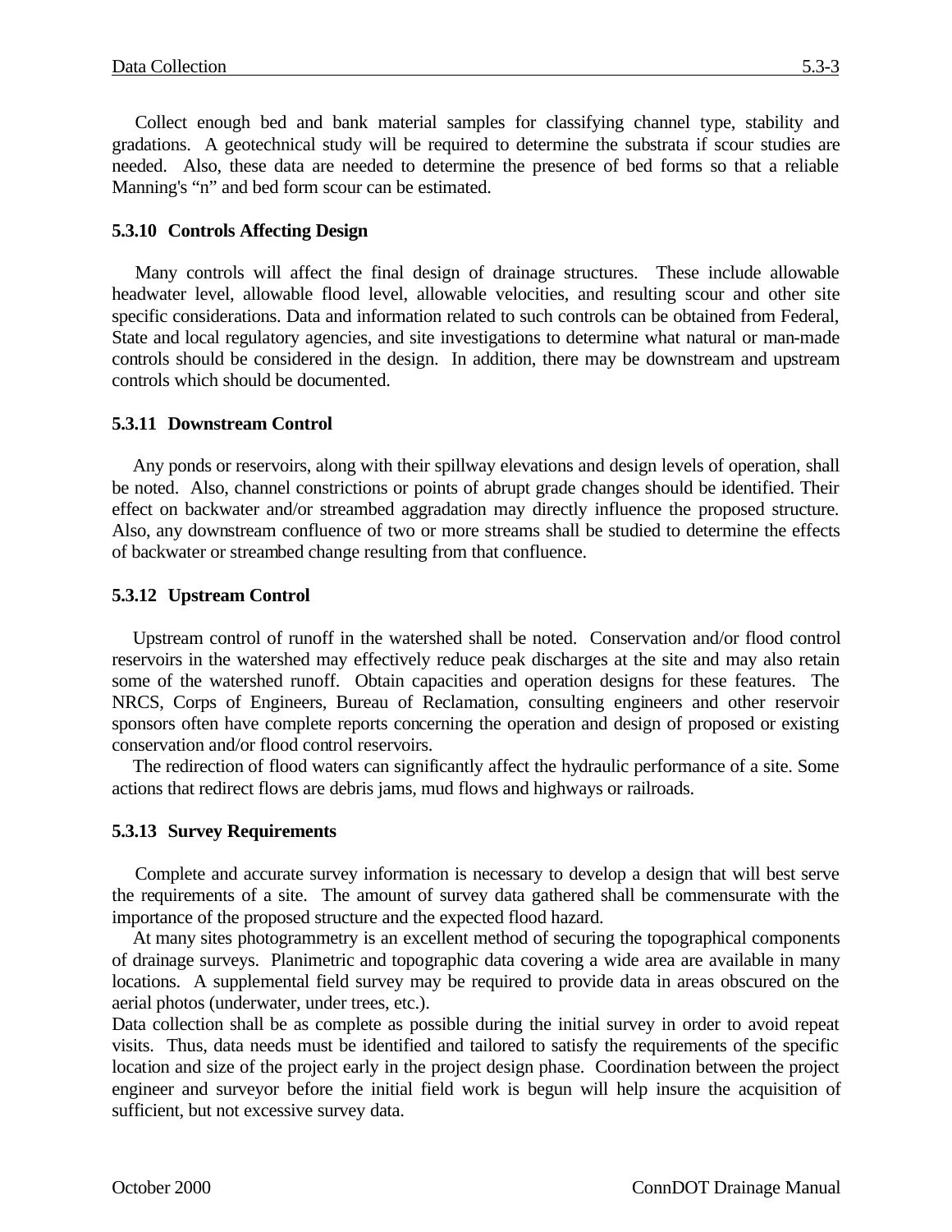Collect enough bed and bank material samples for classifying channel type, stability and gradations. A geotechnical study will be required to determine the substrata if scour studies are needed. Also, these data are needed to determine the presence of bed forms so that a reliable Manning's "n" and bed form scour can be estimated.

### 5.3.10 Controls Affecting Design

Many controls will affect the final design of drainage structures. These include allowable headwater level, allowable flood level, allowable velocities, and resulting scour and other site specific considerations. Data and information related to such controls can be obtained from Federal, State and local regulatory agencies, and site investigations to determine what natural or man-made controls should be considered in the design. In addition, there may be downstream and upstream controls which should be documented.

### 5.3.11 Downstream Control

Any ponds or reservoirs, along with their spillway elevations and design levels of operation, shall be noted. Also, channel constrictions or points of abrupt grade changes should be identified. Their effect on backwater and/or streambed aggradation may directly influence the proposed structure. Also, any downstream confluence of two or more streams shall be studied to determine the effects of backwater or streambed change resulting from that confluence.

### 5.3.12 Upstream Control

Upstream control of runoff in the watershed shall be noted. Conservation and/or flood control reservoirs in the watershed may effectively reduce peak discharges at the site and may also retain some of the watershed runoff. Obtain capacities and operation designs for these features. The NRCS, Corps of Engineers, Bureau of Reclamation, consulting engineers and other reservoir sponsors often have complete reports concerning the operation and design of proposed or existing conservation and/or flood control reservoirs.

The redirection of flood waters can significantly affect the hydraulic performance of a site. Some actions that redirect flows are debris jams, mud flows and highways or railroads.

### 5.3.13 Survey Requirements

Complete and accurate survey information is necessary to develop a design that will best serve the requirements of a site. The amount of survey data gathered shall be commensurate with the importance of the proposed structure and the expected flood hazard.

At many sites photogrammetry is an excellent method of securing the topographical components of drainage surveys. Planimetric and topographic data covering a wide area are available in many locations. A supplemental field survey may be required to provide data in areas obscured on the aerial photos (underwater, under trees, etc.).

Data collection shall be as complete as possible during the initial survey in order to avoid repeat visits. Thus, data needs must be identified and tailored to satisfy the requirements of the specific location and size of the project early in the project design phase. Coordination between the project engineer and surveyor before the initial field work is begun will help insure the acquisition of sufficient, but not excessive survey data.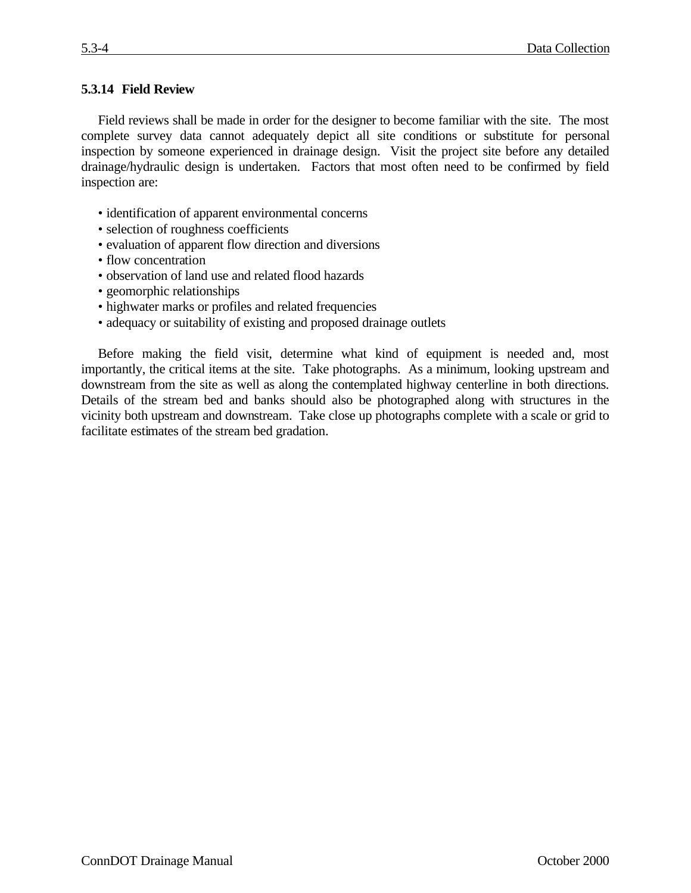### 5.3.14 Field Review

Field reviews shall be made in order for the designer to become familiar with the site. The most complete survey data cannot adequately depict all site conditions or substitute for personal inspection by someone experienced in drainage design. Visit the project site before any detailed drainage/hydraulic design is undertaken. Factors that most often need to be confirmed by field inspection are:

- identification of apparent environmental concerns
- selection of roughness coefficients
- evaluation of apparent flow direction and diversions
- flow concentration
- observation of land use and related flood hazards
- geomorphic relationships
- highwater marks or profiles and related frequencies
- adequacy or suitability of existing and proposed drainage outlets

Before making the field visit, determine what kind of equipment is needed and, most importantly, the critical items at the site. Take photographs. As a minimum, looking upstream and downstream from the site as well as along the contemplated highway centerline in both directions. Details of the stream bed and banks should also be photographed along with structures in the vicinity both upstream and downstream. Take close up photographs complete with a scale or grid to facilitate estimates of the stream bed gradation.